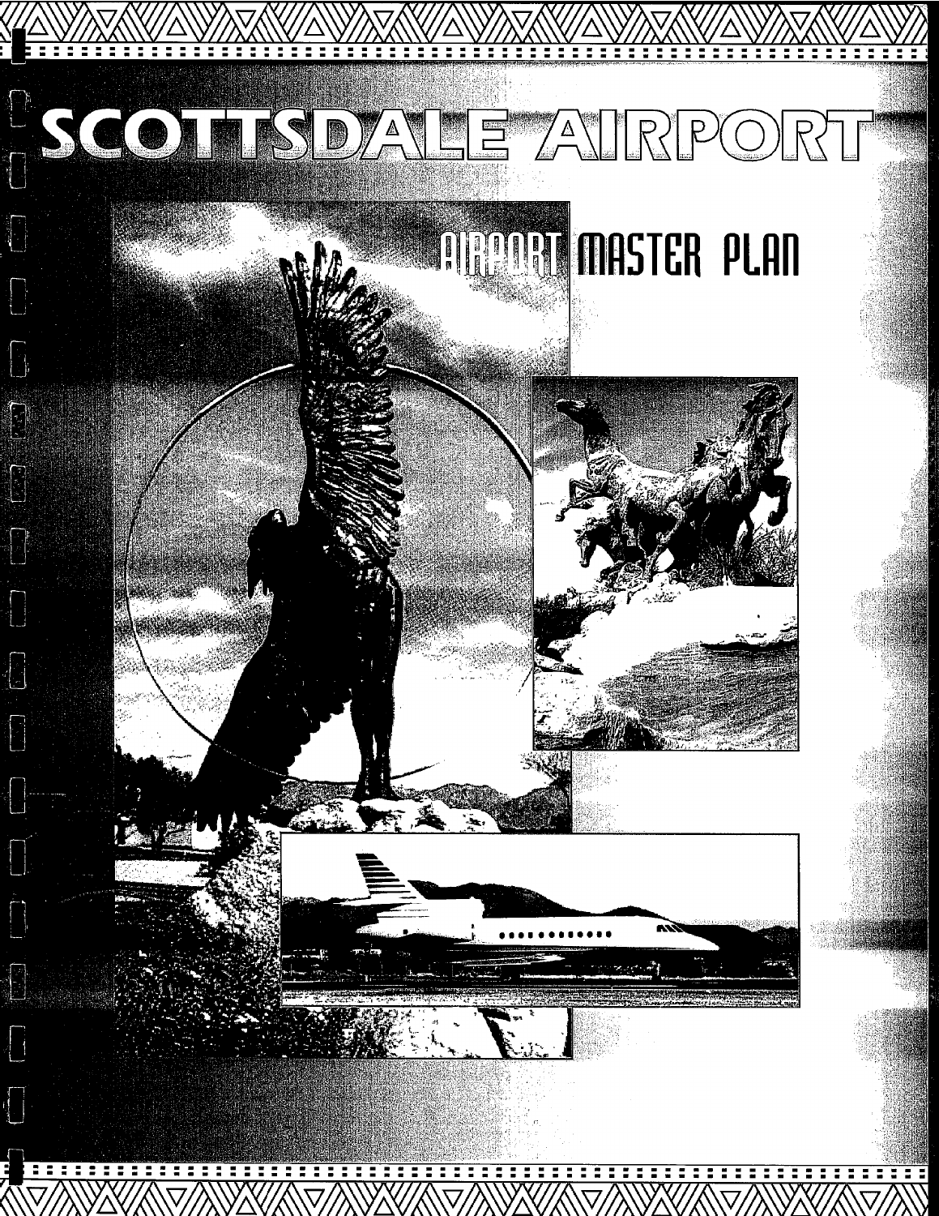# SCOTTSDALE AIRPORT

## AIRPORT MASTER PLAN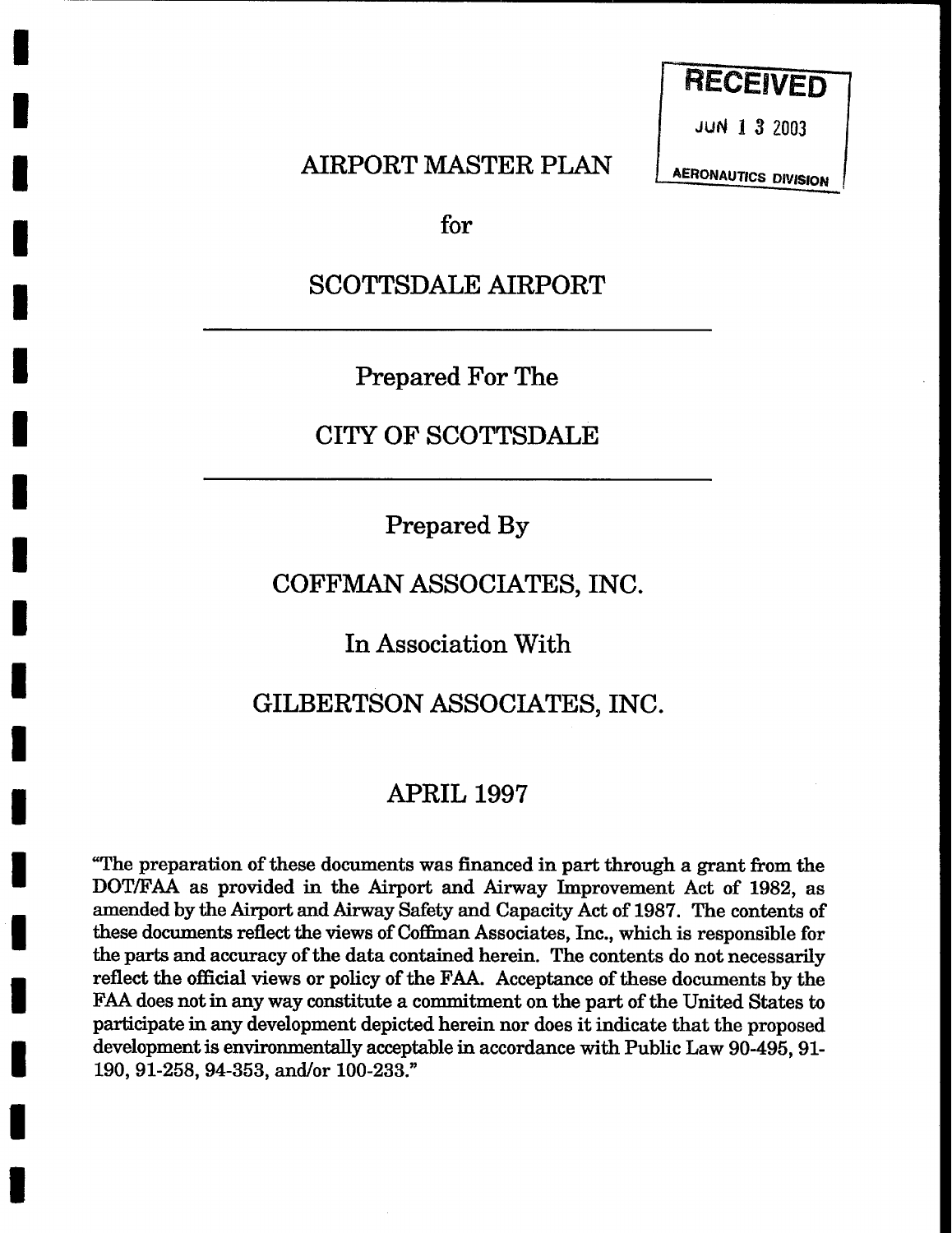RECEIVED

JUN 13 2003

AERONAUTICS DIVISION

# AIRPORT MASTER PLAN

for

# SCOTTSDALE AIRPORT

---

Prepared For The

CITY OF SCOTTSDALE

---

Prepared By

COFFMAN ASSOCIATES, INC.

In Association With

GILBERTSON ASSOCIATES, INC.

APRIL 1997

"The preparation of these documents was financed in part through a grant from the DOT/FAA as provided in the Airport and Airway Improvement Act of 1982, as amended by the Airport and Airway Safety and Capacity Act of 1987. The contents of these documents reflect the views of Coffman Associates, Inc., which is responsible for the parts and accuracy of the data contained herein. The contents do not necessarily reflect the official views or policy of the FAA. Acceptance of these documents by the FAA does not in any way constitute a commitment on the part of the United States to participate in any development depicted herein nor does it indicate that the proposed development is environmentally acceptable in accordance with Public Law 90-495, 91-190, 91-258, 94-353, and/or 100-233."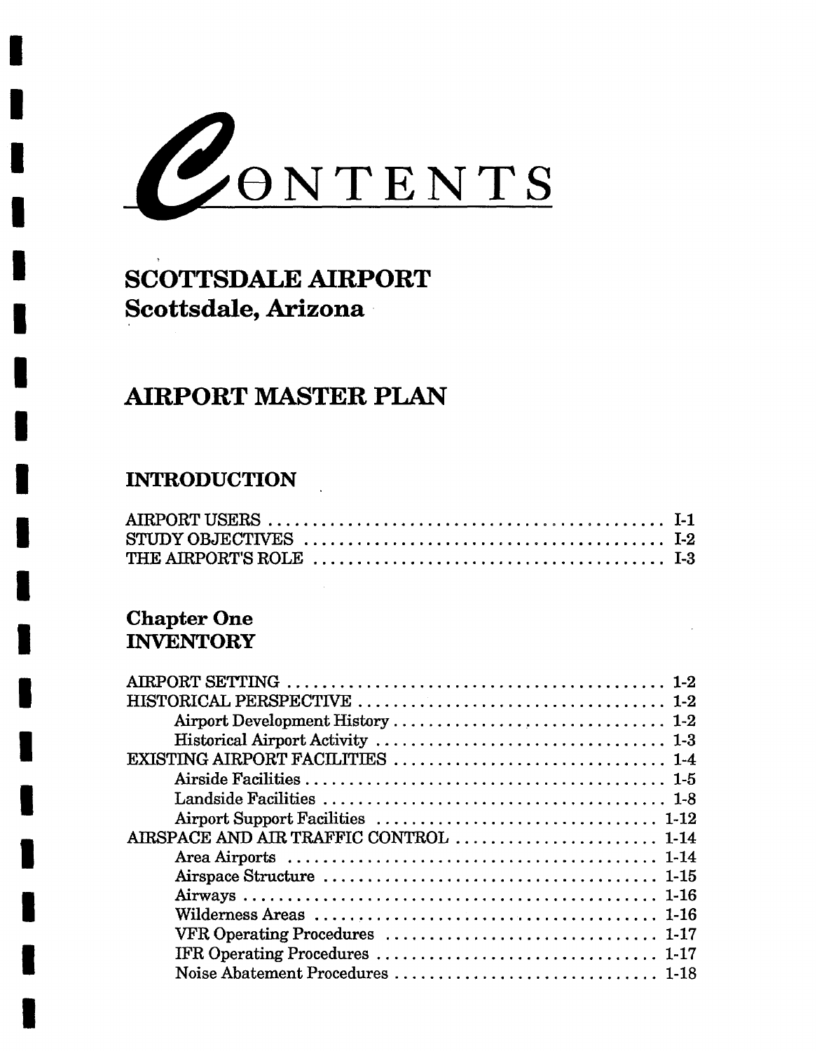# CONTENTS

## SCOTTSDALE AIRPORT
## Scottsdale, Arizona

## AIRPORT MASTER PLAN

### INTRODUCTION

AIRPORT USERS .............................................. I-1
STUDY OBJECTIVES .......................................... I-2
THE AIRPORT'S ROLE ........................................ I-3

### Chapter One
### INVENTORY

AIRPORT SETTING ............................................ 1-2
HISTORICAL PERSPECTIVE .................................... 1-2
- Airport Development History ............................. 1-2
- Historical Airport Activity ................................ 1-3

EXISTING AIRPORT FACILITIES ............................... 1-4
- Airside Facilities ........................................... 1-5
- Landside Facilities .......................................... 1-8
- Airport Support Facilities ................................ 1-12

AIRSPACE AND AIR TRAFFIC CONTROL ...................... 1-14
- Area Airports .............................................. 1-14
- Airspace Structure ........................................ 1-15
- Airways .................................................... 1-16
- Wilderness Areas ......................................... 1-16
- VFR Operating Procedures ............................... 1-17
- IFR Operating Procedures ................................ 1-17
- Noise Abatement Procedures ............................. 1-18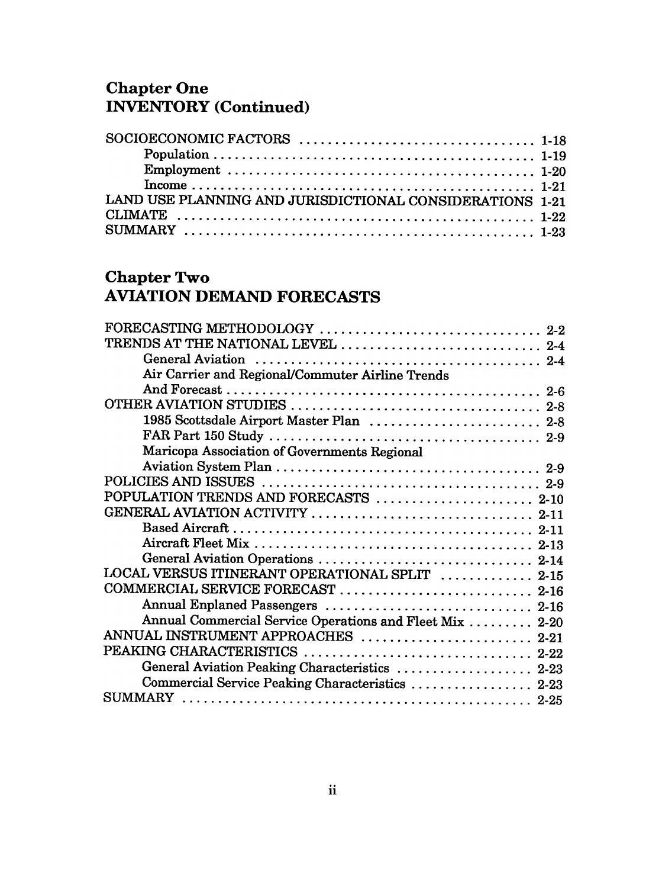## Chapter One
## INVENTORY (Continued)

SOCIOECONOMIC FACTORS ................................ 1-18
- Population ........................................... 1-19
- Employment ......................................... 1-20
- Income ................................................ 1-21

LAND USE PLANNING AND JURISDICTIONAL CONSIDERATIONS 1-21
CLIMATE ................................................ 1-22
SUMMARY ................................................ 1-23

## Chapter Two
## AVIATION DEMAND FORECASTS

FORECASTING METHODOLOGY ............................. 2-2
TRENDS AT THE NATIONAL LEVEL ........................... 2-4
- General Aviation ..................................... 2-4
- Air Carrier and Regional/Commuter Airline Trends And Forecast ........................................ 2-6

OTHER AVIATION STUDIES ................................. 2-8
- 1985 Scottsdale Airport Master Plan ....................... 2-8
- FAR Part 150 Study ................................... 2-9
- Maricopa Association of Governments Regional Aviation System Plan .................................. 2-9

POLICIES AND ISSUES ..................................... 2-9
POPULATION TRENDS AND FORECASTS ..................... 2-10
GENERAL AVIATION ACTIVITY .............................. 2-11
- Based Aircraft ........................................ 2-11
- Aircraft Fleet Mix ..................................... 2-13
- General Aviation Operations ............................ 2-14

LOCAL VERSUS ITINERANT OPERATIONAL SPLIT ............ 2-15
COMMERCIAL SERVICE FORECAST .......................... 2-16
- Annual Enplaned Passengers ............................ 2-16
- Annual Commercial Service Operations and Fleet Mix ......... 2-20

ANNUAL INSTRUMENT APPROACHES ........................ 2-21
PEAKING CHARACTERISTICS ............................... 2-22
- General Aviation Peaking Characteristics ................... 2-23
- Commercial Service Peaking Characteristics ................. 2-23

SUMMARY ................................................ 2-25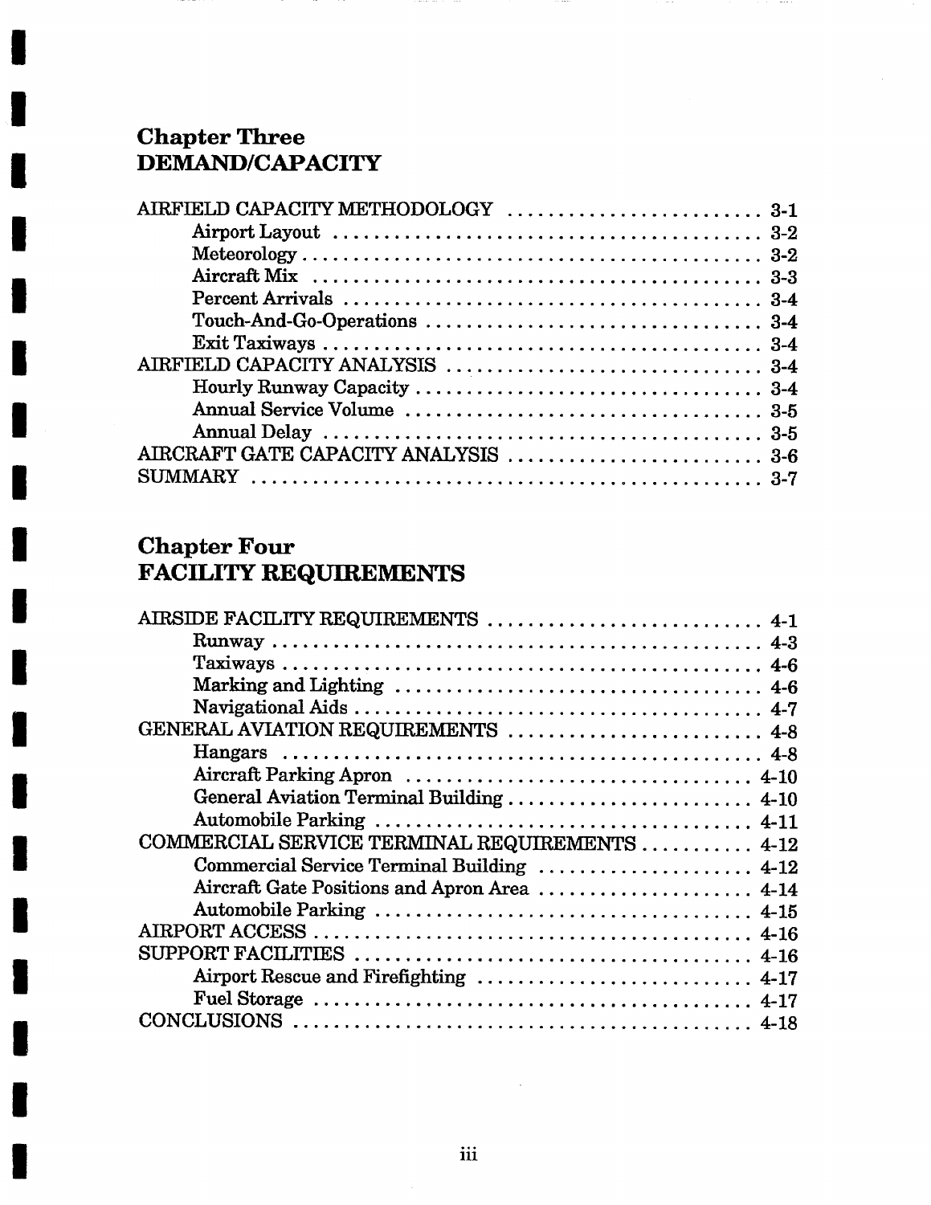## Chapter Three
## DEMAND/CAPACITY

AIRFIELD CAPACITY METHODOLOGY . . . . . . . . . . . . . . . . . . . . . . . . 3-1
- Airport Layout . . . . . . . . . . . . . . . . . . . . . . . . . . . . . . . . . . . . . . . . 3-2
- Meteorology . . . . . . . . . . . . . . . . . . . . . . . . . . . . . . . . . . . . . . . . . . 3-2
- Aircraft Mix . . . . . . . . . . . . . . . . . . . . . . . . . . . . . . . . . . . . . . . . . . 3-3
- Percent Arrivals . . . . . . . . . . . . . . . . . . . . . . . . . . . . . . . . . . . . . . . 3-4
- Touch-And-Go-Operations . . . . . . . . . . . . . . . . . . . . . . . . . . . . . . 3-4
- Exit Taxiways . . . . . . . . . . . . . . . . . . . . . . . . . . . . . . . . . . . . . . . . . 3-4

AIRFIELD CAPACITY ANALYSIS . . . . . . . . . . . . . . . . . . . . . . . . . . . . . 3-4
- Hourly Runway Capacity . . . . . . . . . . . . . . . . . . . . . . . . . . . . . . . . 3-4
- Annual Service Volume . . . . . . . . . . . . . . . . . . . . . . . . . . . . . . . . . 3-5
- Annual Delay . . . . . . . . . . . . . . . . . . . . . . . . . . . . . . . . . . . . . . . . . 3-5

AIRCRAFT GATE CAPACITY ANALYSIS . . . . . . . . . . . . . . . . . . . . . . . . 3-6

SUMMARY . . . . . . . . . . . . . . . . . . . . . . . . . . . . . . . . . . . . . . . . . . . . . 3-7

## Chapter Four
## FACILITY REQUIREMENTS

AIRSIDE FACILITY REQUIREMENTS . . . . . . . . . . . . . . . . . . . . . . . . . . 4-1
- Runway . . . . . . . . . . . . . . . . . . . . . . . . . . . . . . . . . . . . . . . . . . . . . . 4-3
- Taxiways . . . . . . . . . . . . . . . . . . . . . . . . . . . . . . . . . . . . . . . . . . . . . 4-6
- Marking and Lighting . . . . . . . . . . . . . . . . . . . . . . . . . . . . . . . . . . . 4-6
- Navigational Aids . . . . . . . . . . . . . . . . . . . . . . . . . . . . . . . . . . . . . . 4-7

GENERAL AVIATION REQUIREMENTS . . . . . . . . . . . . . . . . . . . . . . . . 4-8
- Hangars . . . . . . . . . . . . . . . . . . . . . . . . . . . . . . . . . . . . . . . . . . . . . . 4-8
- Aircraft Parking Apron . . . . . . . . . . . . . . . . . . . . . . . . . . . . . . . . . 4-10
- General Aviation Terminal Building . . . . . . . . . . . . . . . . . . . . . . . 4-10
- Automobile Parking . . . . . . . . . . . . . . . . . . . . . . . . . . . . . . . . . . . 4-11

COMMERCIAL SERVICE TERMINAL REQUIREMENTS . . . . . . . . . . . 4-12
- Commercial Service Terminal Building . . . . . . . . . . . . . . . . . . . . 4-12
- Aircraft Gate Positions and Apron Area . . . . . . . . . . . . . . . . . . . . 4-14
- Automobile Parking . . . . . . . . . . . . . . . . . . . . . . . . . . . . . . . . . . . 4-15

AIRPORT ACCESS . . . . . . . . . . . . . . . . . . . . . . . . . . . . . . . . . . . . . . . . 4-16

SUPPORT FACILITIES . . . . . . . . . . . . . . . . . . . . . . . . . . . . . . . . . . . . 4-16
- Airport Rescue and Firefighting . . . . . . . . . . . . . . . . . . . . . . . . . . 4-17
- Fuel Storage . . . . . . . . . . . . . . . . . . . . . . . . . . . . . . . . . . . . . . . . . 4-17

CONCLUSIONS . . . . . . . . . . . . . . . . . . . . . . . . . . . . . . . . . . . . . . . . . . 4-18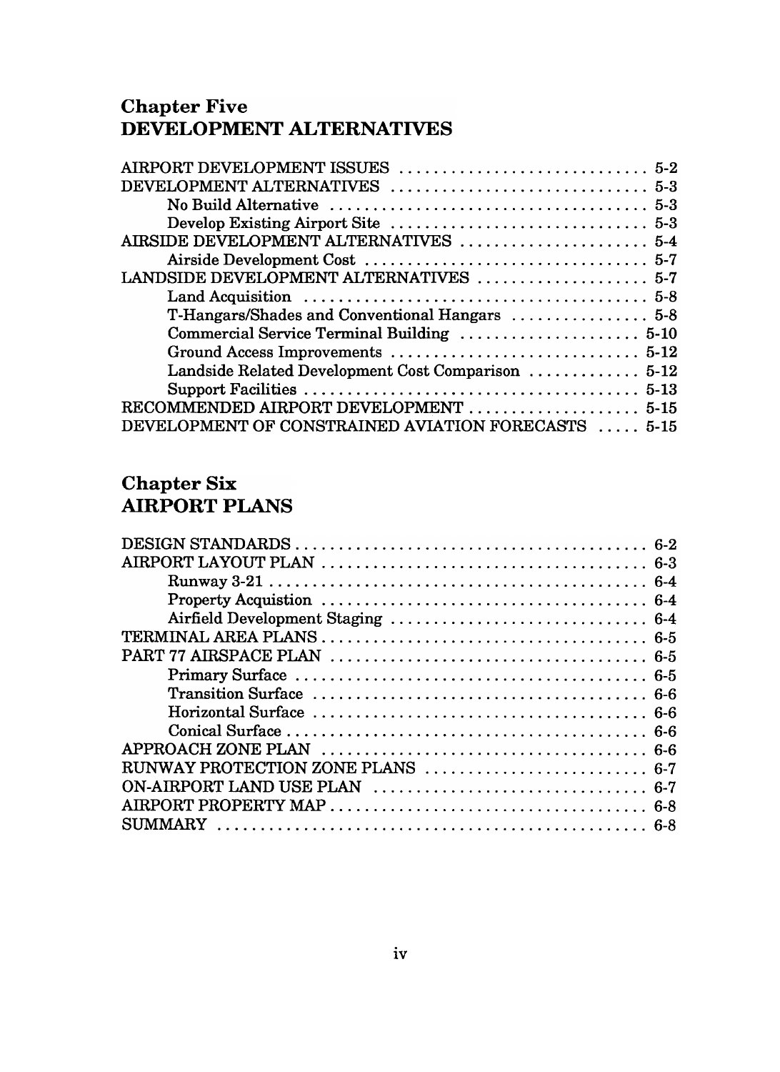## Chapter Five
## DEVELOPMENT ALTERNATIVES

AIRPORT DEVELOPMENT ISSUES . . . . . . . . . . . . . . . . . . . . . . . . . . . . 5-2
DEVELOPMENT ALTERNATIVES . . . . . . . . . . . . . . . . . . . . . . . . . . . . 5-3
 No Build Alternative . . . . . . . . . . . . . . . . . . . . . . . . . . . . . . . . . . . 5-3
 Develop Existing Airport Site . . . . . . . . . . . . . . . . . . . . . . . . . . . . 5-3
AIRSIDE DEVELOPMENT ALTERNATIVES . . . . . . . . . . . . . . . . . . . . . 5-4
 Airside Development Cost . . . . . . . . . . . . . . . . . . . . . . . . . . . . . . . 5-7
LANDSIDE DEVELOPMENT ALTERNATIVES . . . . . . . . . . . . . . . . . . . 5-7
 Land Acquisition . . . . . . . . . . . . . . . . . . . . . . . . . . . . . . . . . . . . . . 5-8
 T-Hangars/Shades and Conventional Hangars . . . . . . . . . . . . . . . . 5-8
 Commercial Service Terminal Building . . . . . . . . . . . . . . . . . . . . 5-10
 Ground Access Improvements . . . . . . . . . . . . . . . . . . . . . . . . . . . 5-12
 Landside Related Development Cost Comparison . . . . . . . . . . . . 5-12
 Support Facilities . . . . . . . . . . . . . . . . . . . . . . . . . . . . . . . . . . . . . 5-13
RECOMMENDED AIRPORT DEVELOPMENT . . . . . . . . . . . . . . . . . . . 5-15
DEVELOPMENT OF CONSTRAINED AVIATION FORECASTS . . . . . 5-15

## Chapter Six
## AIRPORT PLANS

DESIGN STANDARDS . . . . . . . . . . . . . . . . . . . . . . . . . . . . . . . . . . . . . . . 6-2
AIRPORT LAYOUT PLAN . . . . . . . . . . . . . . . . . . . . . . . . . . . . . . . . . . . 6-3
 Runway 3-21 . . . . . . . . . . . . . . . . . . . . . . . . . . . . . . . . . . . . . . . . . . . 6-4
 Property Acquistion . . . . . . . . . . . . . . . . . . . . . . . . . . . . . . . . . . . . . 6-4
 Airfield Development Staging . . . . . . . . . . . . . . . . . . . . . . . . . . . . . 6-4
TERMINAL AREA PLANS . . . . . . . . . . . . . . . . . . . . . . . . . . . . . . . . . . . 6-5
PART 77 AIRSPACE PLAN . . . . . . . . . . . . . . . . . . . . . . . . . . . . . . . . . . 6-5
 Primary Surface . . . . . . . . . . . . . . . . . . . . . . . . . . . . . . . . . . . . . . . . 6-5
 Transition Surface . . . . . . . . . . . . . . . . . . . . . . . . . . . . . . . . . . . . . . 6-6
 Horizontal Surface . . . . . . . . . . . . . . . . . . . . . . . . . . . . . . . . . . . . . . 6-6
 Conical Surface . . . . . . . . . . . . . . . . . . . . . . . . . . . . . . . . . . . . . . . . . 6-6
APPROACH ZONE PLAN . . . . . . . . . . . . . . . . . . . . . . . . . . . . . . . . . . . 6-6
RUNWAY PROTECTION ZONE PLANS . . . . . . . . . . . . . . . . . . . . . . . . 6-7
ON-AIRPORT LAND USE PLAN . . . . . . . . . . . . . . . . . . . . . . . . . . . . . 6-7
AIRPORT PROPERTY MAP . . . . . . . . . . . . . . . . . . . . . . . . . . . . . . . . . . 6-8
SUMMARY . . . . . . . . . . . . . . . . . . . . . . . . . . . . . . . . . . . . . . . . . . . . . . . 6-8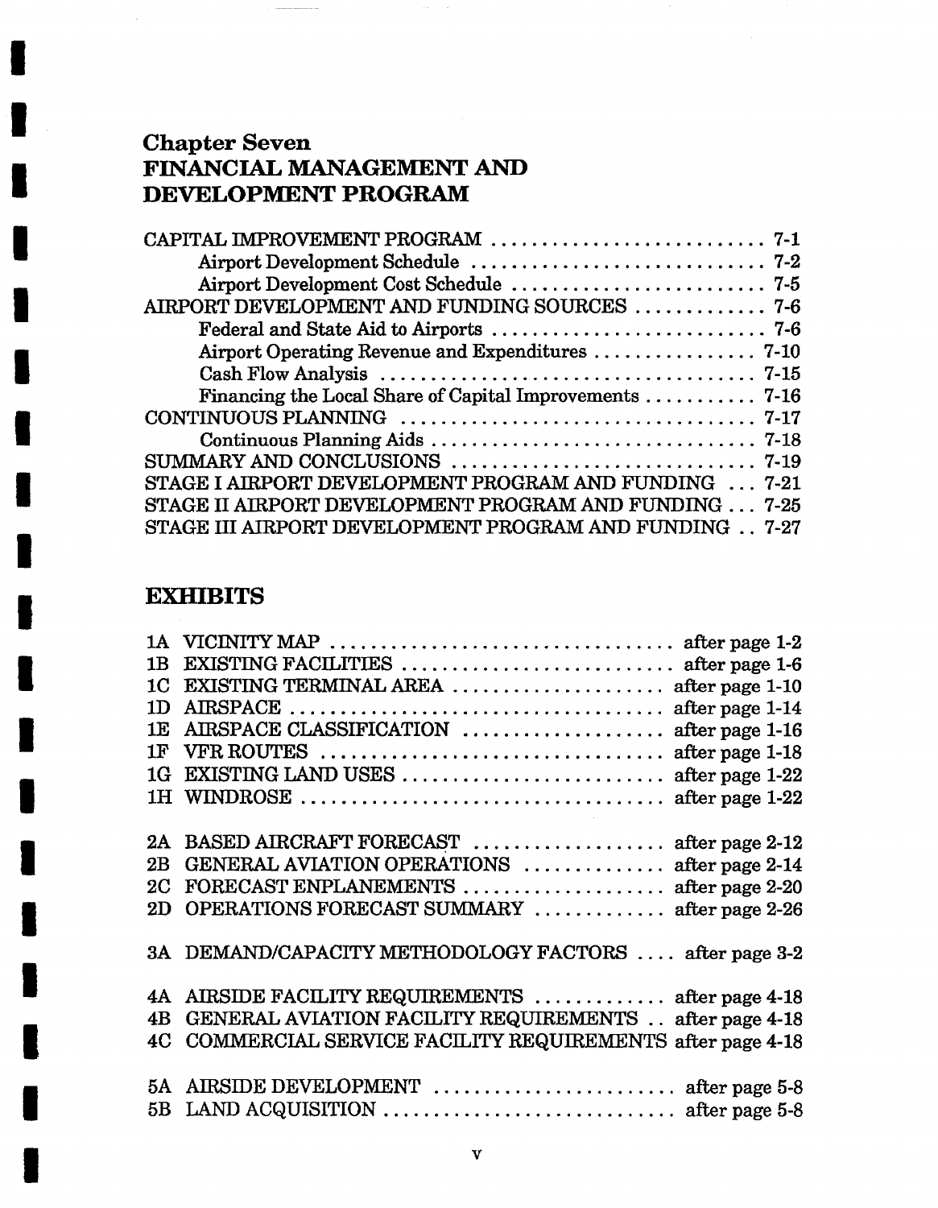## Chapter Seven
## FINANCIAL MANAGEMENT AND DEVELOPMENT PROGRAM

CAPITAL IMPROVEMENT PROGRAM .......................... 7-1
- Airport Development Schedule ............................ 7-2
- Airport Development Cost Schedule ......................... 7-5

AIRPORT DEVELOPMENT AND FUNDING SOURCES ............. 7-6
- Federal and State Aid to Airports .......................... 7-6
- Airport Operating Revenue and Expenditures ................ 7-10
- Cash Flow Analysis ..................................... 7-15
- Financing the Local Share of Capital Improvements ........... 7-16

CONTINUOUS PLANNING ................................... 7-17
- Continuous Planning Aids ................................ 7-18

SUMMARY AND CONCLUSIONS ............................. 7-19

STAGE I AIRPORT DEVELOPMENT PROGRAM AND FUNDING ... 7-21

STAGE II AIRPORT DEVELOPMENT PROGRAM AND FUNDING ... 7-25

STAGE III AIRPORT DEVELOPMENT PROGRAM AND FUNDING .. 7-27

## EXHIBITS

1A VICINITY MAP ................................. after page 1-2
1B EXISTING FACILITIES ........................... after page 1-6
1C EXISTING TERMINAL AREA ..................... after page 1-10
1D AIRSPACE ..................................... after page 1-14
1E AIRSPACE CLASSIFICATION .................... after page 1-16
1F VFR ROUTES .................................. after page 1-18
1G EXISTING LAND USES .......................... after page 1-22
1H WINDROSE .................................... after page 1-22

2A BASED AIRCRAFT FORECAST ................... after page 2-12
2B GENERAL AVIATION OPERATIONS .............. after page 2-14
2C FORECAST ENPLANEMENTS ..................... after page 2-20
2D OPERATIONS FORECAST SUMMARY ............. after page 2-26

3A DEMAND/CAPACITY METHODOLOGY FACTORS .... after page 3-2

4A AIRSIDE FACILITY REQUIREMENTS ............. after page 4-18
4B GENERAL AVIATION FACILITY REQUIREMENTS .. after page 4-18
4C COMMERCIAL SERVICE FACILITY REQUIREMENTS after page 4-18

5A AIRSIDE DEVELOPMENT ........................ after page 5-8
5B LAND ACQUISITION ............................. after page 5-8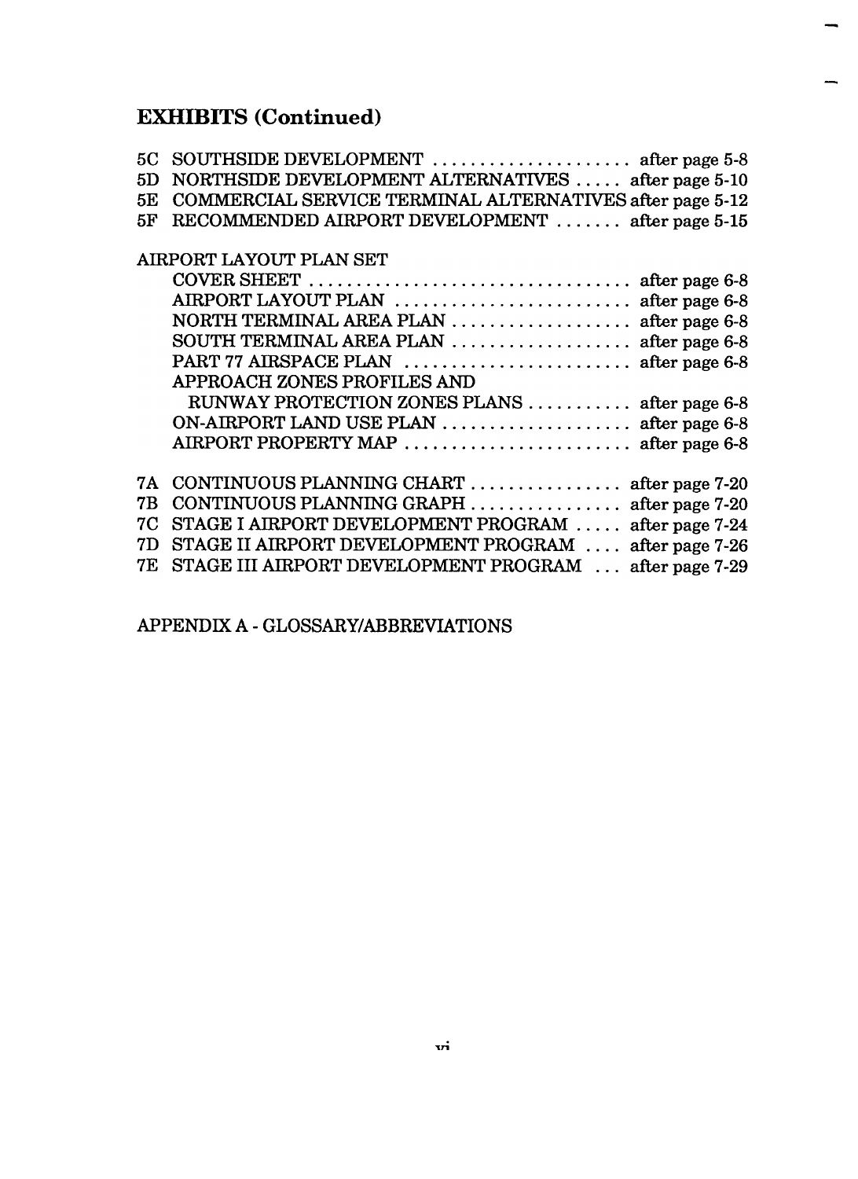## EXHIBITS (Continued)

5C SOUTHSIDE DEVELOPMENT . . . . . . . . . . . . . . . . . . . . after page 5-8
5D NORTHSIDE DEVELOPMENT ALTERNATIVES . . . . . after page 5-10
5E COMMERCIAL SERVICE TERMINAL ALTERNATIVES after page 5-12
5F RECOMMENDED AIRPORT DEVELOPMENT . . . . . . . after page 5-15

AIRPORT LAYOUT PLAN SET
COVER SHEET . . . . . . . . . . . . . . . . . . . . . . . . . . . . . . . . . after page 6-8
AIRPORT LAYOUT PLAN . . . . . . . . . . . . . . . . . . . . . . . . after page 6-8
NORTH TERMINAL AREA PLAN . . . . . . . . . . . . . . . . . . after page 6-8
SOUTH TERMINAL AREA PLAN . . . . . . . . . . . . . . . . . . after page 6-8
PART 77 AIRSPACE PLAN . . . . . . . . . . . . . . . . . . . . . . . after page 6-8
APPROACH ZONES PROFILES AND
RUNWAY PROTECTION ZONES PLANS . . . . . . . . . . . after page 6-8
ON-AIRPORT LAND USE PLAN . . . . . . . . . . . . . . . . . . . after page 6-8
AIRPORT PROPERTY MAP . . . . . . . . . . . . . . . . . . . . . . . after page 6-8

7A CONTINUOUS PLANNING CHART . . . . . . . . . . . . . . . . after page 7-20
7B CONTINUOUS PLANNING GRAPH . . . . . . . . . . . . . . . . after page 7-20
7C STAGE I AIRPORT DEVELOPMENT PROGRAM . . . . . after page 7-24
7D STAGE II AIRPORT DEVELOPMENT PROGRAM . . . . after page 7-26
7E STAGE III AIRPORT DEVELOPMENT PROGRAM . . . after page 7-29

APPENDIX A - GLOSSARY/ABBREVIATIONS